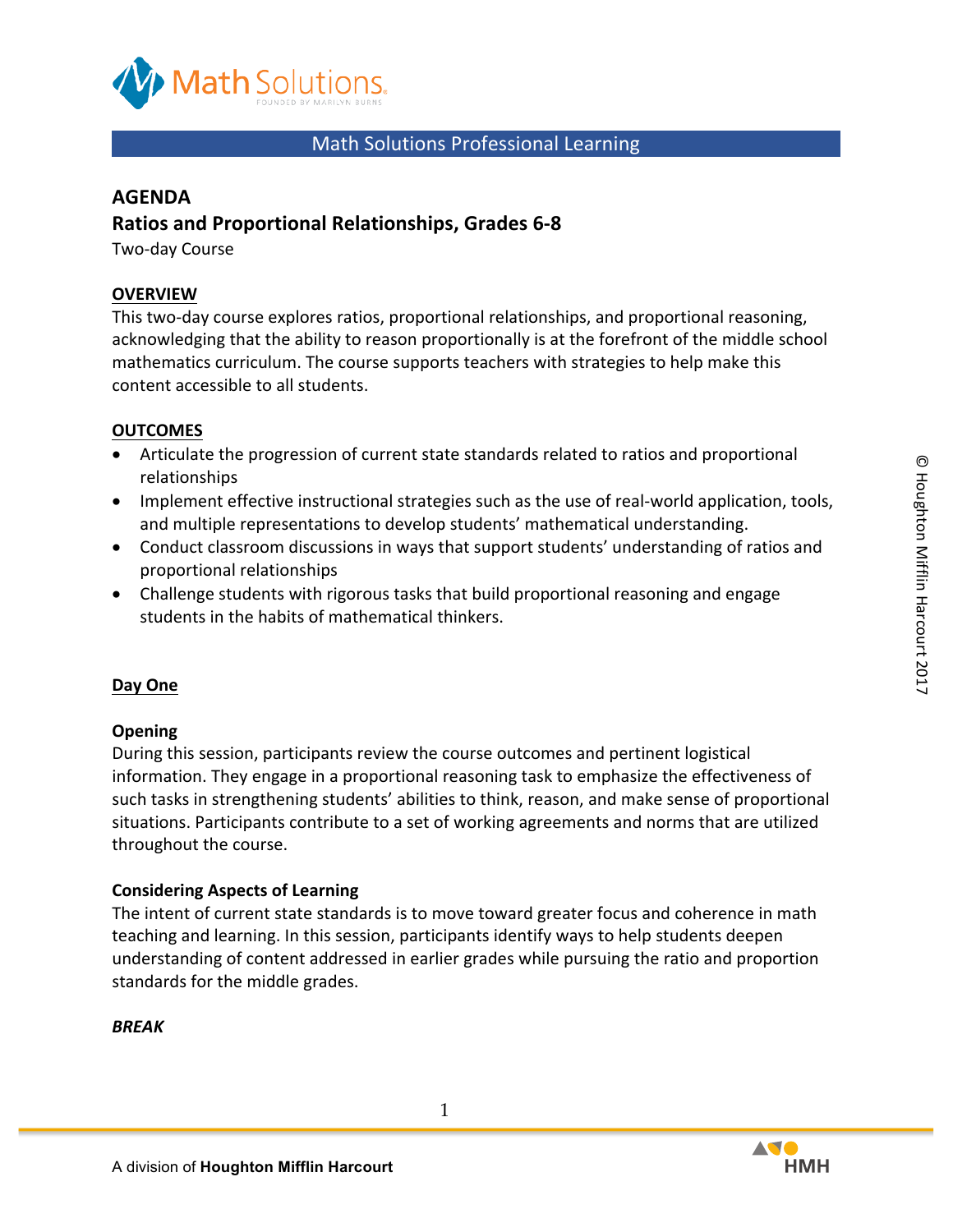Math Solutions Professional Learning

# AGENDA

## Ratios and Proportional Relationships, Grades 6-8

Two-day Course

### OVERVIEW

This two-day course explores ratios, proportional relationships, and proportional reasoning, acknowledging that the ability to reason proportionally is at the forefront of the middle school mathematics curriculum. The course supports teachers with strategies to help make this content accessible to all students.

### OUTCOMES

- Articulate the progression of current state standards related to ratios and proportional relationships
- Implement effective instructional strategies such as the use of real-world application, tools, and multiple representations to develop students' mathematical understanding.
- Conduct classroom discussions in ways that support students' understanding of ratios and proportional relationships
- Challenge students with rigorous tasks that build proportional reasoning and engage students in the habits of mathematical thinkers.

### Day One

**Opening**

During this session, participants review the course outcomes and pertinent logistical information. They engage in a proportional reasoning task to emphasize the effectiveness of such tasks in strengthening students' abilities to think, reason, and make sense of proportional situations. Participants contribute to a set of working agreements and norms that are utilized throughout the course.

**Considering Aspects of Learning**

The intent of current state standards is to move toward greater focus and coherence in math teaching and learning. In this session, participants identify ways to help students deepen understanding of content addressed in earlier grades while pursuing the ratio and proportion standards for the middle grades.

***BREAK***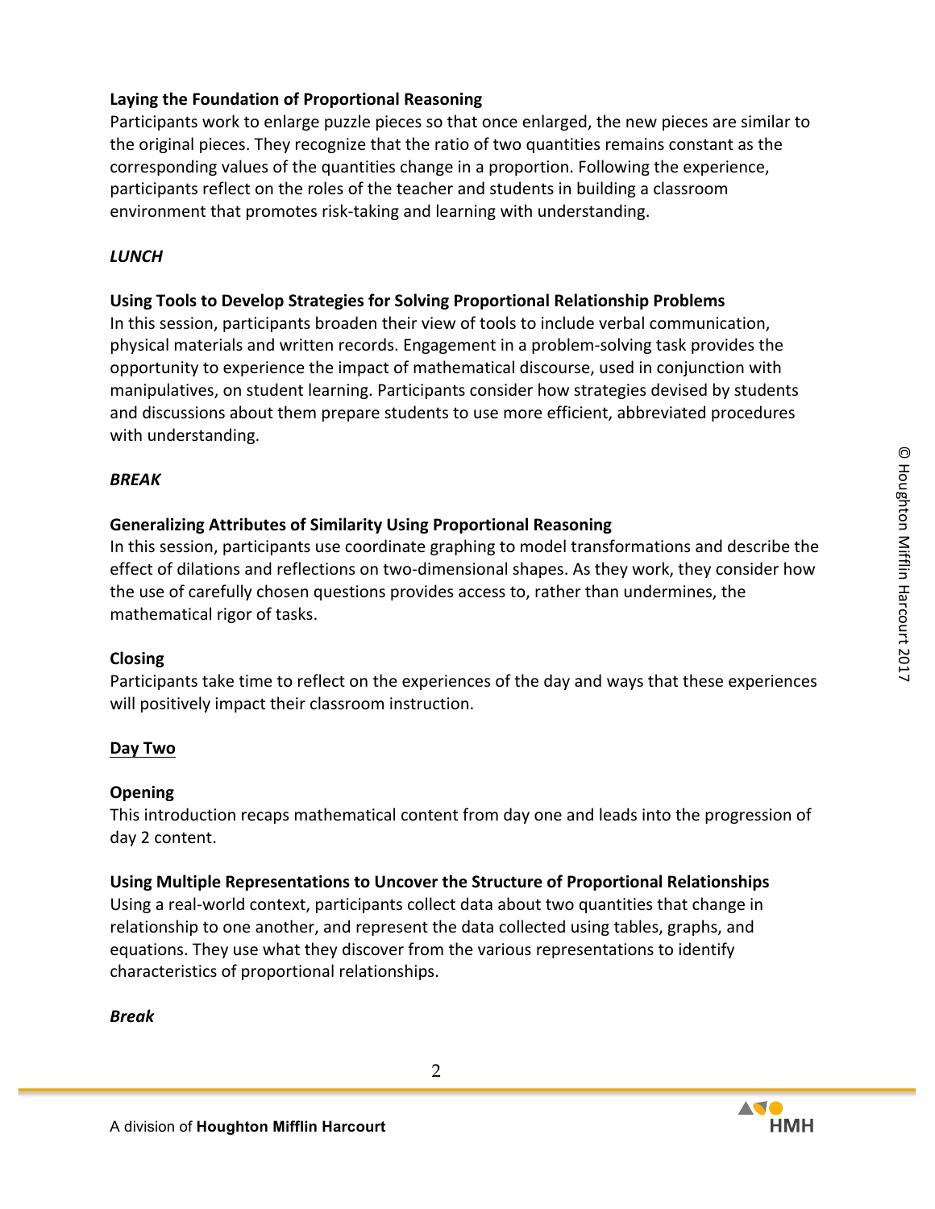**Laying the Foundation of Proportional Reasoning**
Participants work to enlarge puzzle pieces so that once enlarged, the new pieces are similar to the original pieces. They recognize that the ratio of two quantities remains constant as the corresponding values of the quantities change in a proportion. Following the experience, participants reflect on the roles of the teacher and students in building a classroom environment that promotes risk-taking and learning with understanding.

***LUNCH***

**Using Tools to Develop Strategies for Solving Proportional Relationship Problems**
In this session, participants broaden their view of tools to include verbal communication, physical materials and written records. Engagement in a problem-solving task provides the opportunity to experience the impact of mathematical discourse, used in conjunction with manipulatives, on student learning. Participants consider how strategies devised by students and discussions about them prepare students to use more efficient, abbreviated procedures with understanding.

***BREAK***

**Generalizing Attributes of Similarity Using Proportional Reasoning**
In this session, participants use coordinate graphing to model transformations and describe the effect of dilations and reflections on two-dimensional shapes. As they work, they consider how the use of carefully chosen questions provides access to, rather than undermines, the mathematical rigor of tasks.

**Closing**
Participants take time to reflect on the experiences of the day and ways that these experiences will positively impact their classroom instruction.

## Day Two

**Opening**
This introduction recaps mathematical content from day one and leads into the progression of day 2 content.

**Using Multiple Representations to Uncover the Structure of Proportional Relationships**
Using a real-world context, participants collect data about two quantities that change in relationship to one another, and represent the data collected using tables, graphs, and equations. They use what they discover from the various representations to identify characteristics of proportional relationships.

***Break***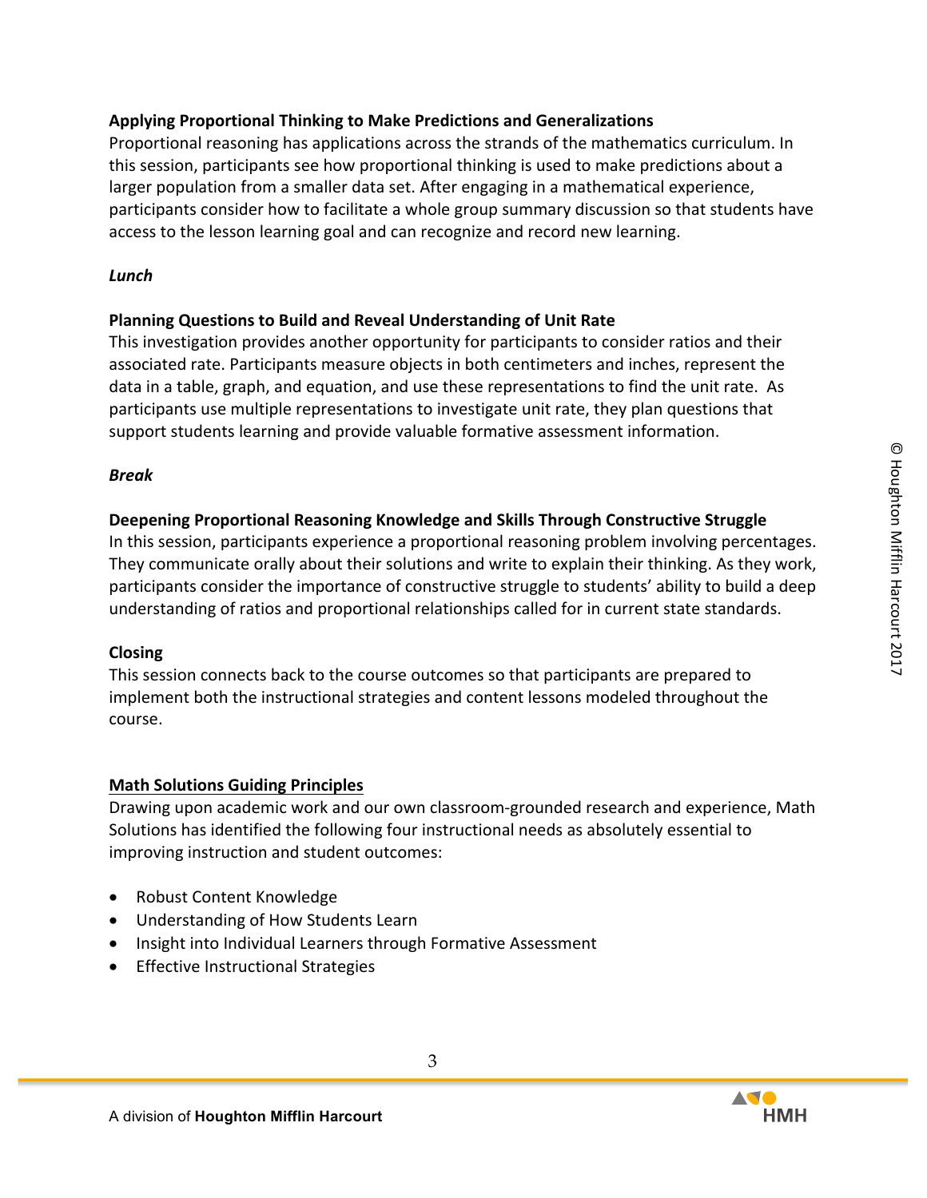**Applying Proportional Thinking to Make Predictions and Generalizations**
Proportional reasoning has applications across the strands of the mathematics curriculum. In this session, participants see how proportional thinking is used to make predictions about a larger population from a smaller data set. After engaging in a mathematical experience, participants consider how to facilitate a whole group summary discussion so that students have access to the lesson learning goal and can recognize and record new learning.

***Lunch***

**Planning Questions to Build and Reveal Understanding of Unit Rate**
This investigation provides another opportunity for participants to consider ratios and their associated rate. Participants measure objects in both centimeters and inches, represent the data in a table, graph, and equation, and use these representations to find the unit rate. As participants use multiple representations to investigate unit rate, they plan questions that support students learning and provide valuable formative assessment information.

***Break***

**Deepening Proportional Reasoning Knowledge and Skills Through Constructive Struggle**
In this session, participants experience a proportional reasoning problem involving percentages. They communicate orally about their solutions and write to explain their thinking. As they work, participants consider the importance of constructive struggle to students' ability to build a deep understanding of ratios and proportional relationships called for in current state standards.

**Closing**
This session connects back to the course outcomes so that participants are prepared to implement both the instructional strategies and content lessons modeled throughout the course.

## Math Solutions Guiding Principles

Drawing upon academic work and our own classroom-grounded research and experience, Math Solutions has identified the following four instructional needs as absolutely essential to improving instruction and student outcomes:

- Robust Content Knowledge
- Understanding of How Students Learn
- Insight into Individual Learners through Formative Assessment
- Effective Instructional Strategies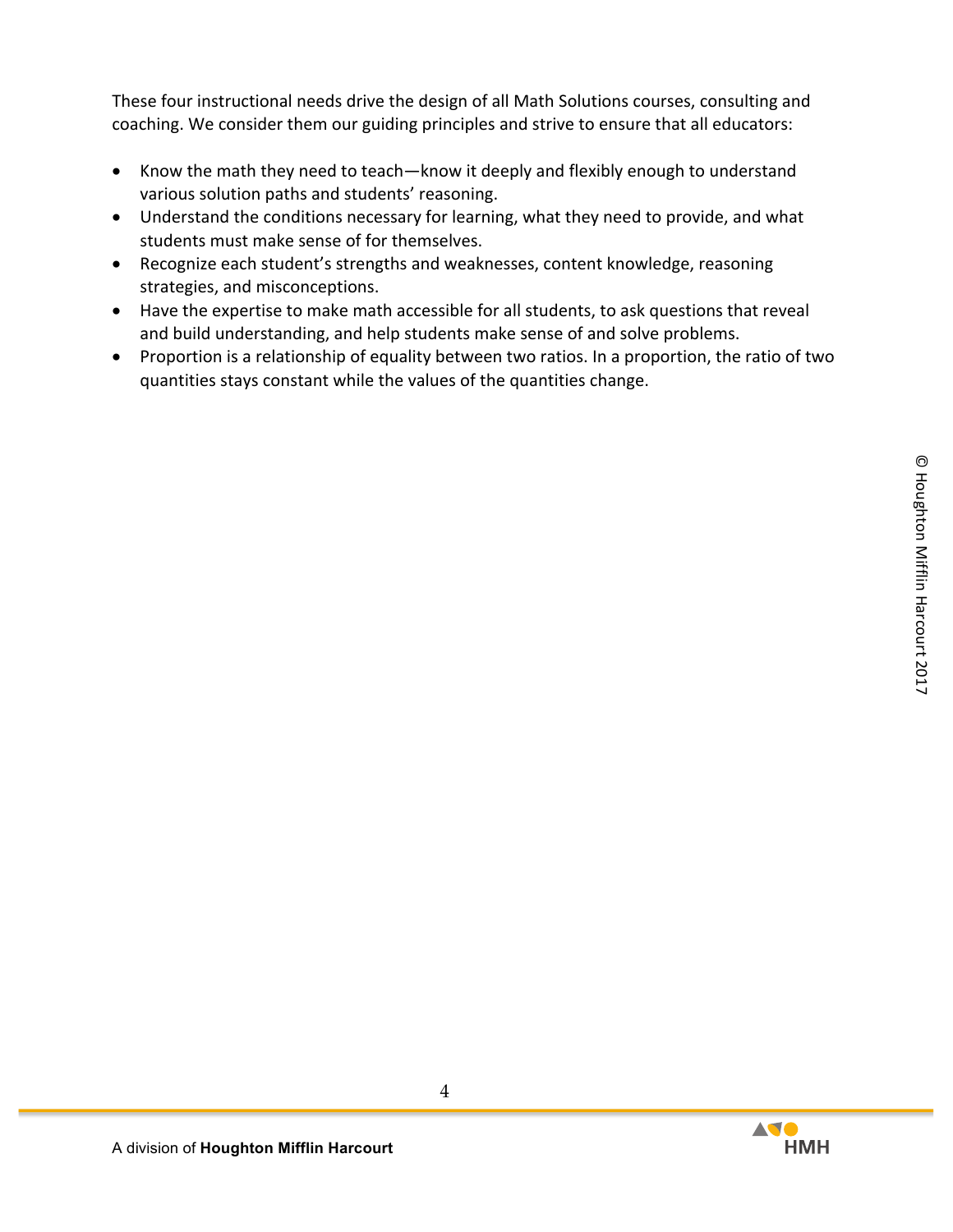These four instructional needs drive the design of all Math Solutions courses, consulting and coaching. We consider them our guiding principles and strive to ensure that all educators:

- Know the math they need to teach—know it deeply and flexibly enough to understand various solution paths and students' reasoning.
- Understand the conditions necessary for learning, what they need to provide, and what students must make sense of for themselves.
- Recognize each student's strengths and weaknesses, content knowledge, reasoning strategies, and misconceptions.
- Have the expertise to make math accessible for all students, to ask questions that reveal and build understanding, and help students make sense of and solve problems.
- Proportion is a relationship of equality between two ratios. In a proportion, the ratio of two quantities stays constant while the values of the quantities change.